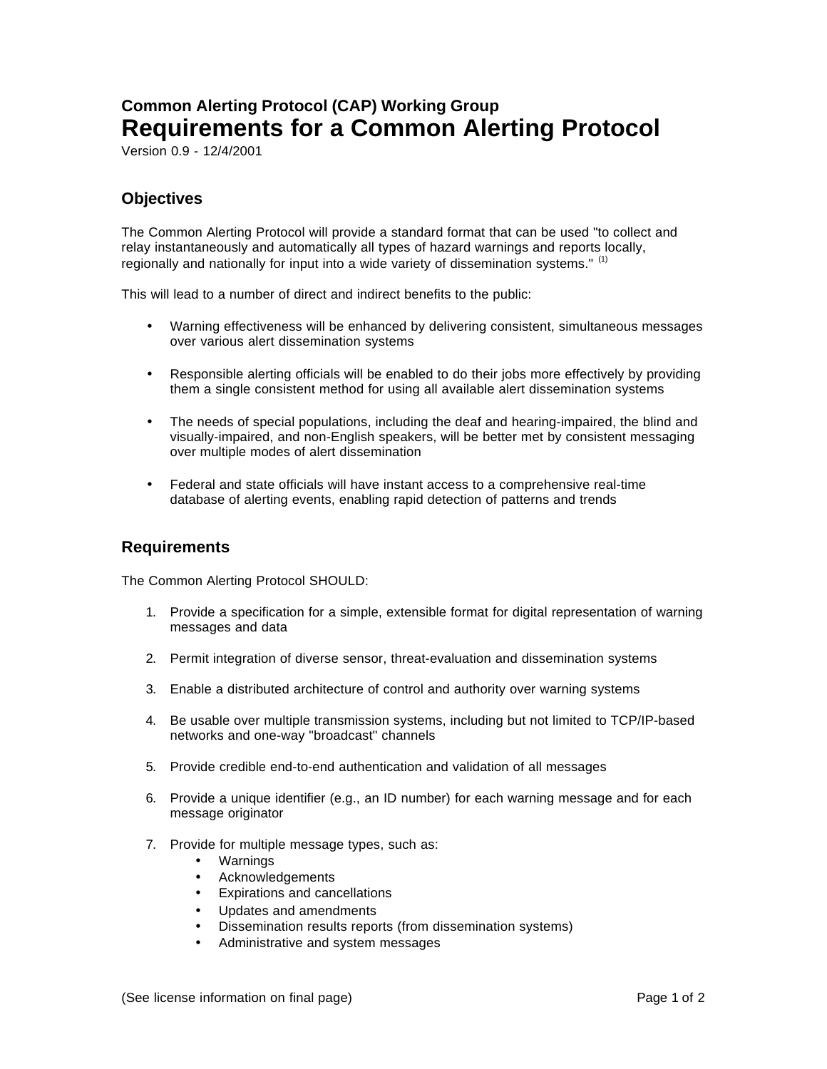**Common Alerting Protocol (CAP) Working Group**

# Requirements for a Common Alerting Protocol

Version 0.9 - 12/4/2001

## Objectives

The Common Alerting Protocol will provide a standard format that can be used "to collect and relay instantaneously and automatically all types of hazard warnings and reports locally, regionally and nationally for input into a wide variety of dissemination systems." (1)

This will lead to a number of direct and indirect benefits to the public:

- Warning effectiveness will be enhanced by delivering consistent, simultaneous messages over various alert dissemination systems
- Responsible alerting officials will be enabled to do their jobs more effectively by providing them a single consistent method for using all available alert dissemination systems
- The needs of special populations, including the deaf and hearing-impaired, the blind and visually-impaired, and non-English speakers, will be better met by consistent messaging over multiple modes of alert dissemination
- Federal and state officials will have instant access to a comprehensive real-time database of alerting events, enabling rapid detection of patterns and trends

## Requirements

The Common Alerting Protocol SHOULD:

1. Provide a specification for a simple, extensible format for digital representation of warning messages and data
2. Permit integration of diverse sensor, threat-evaluation and dissemination systems
3. Enable a distributed architecture of control and authority over warning systems
4. Be usable over multiple transmission systems, including but not limited to TCP/IP-based networks and one-way "broadcast" channels
5. Provide credible end-to-end authentication and validation of all messages
6. Provide a unique identifier (e.g., an ID number) for each warning message and for each message originator
7. Provide for multiple message types, such as:
   - Warnings
   - Acknowledgements
   - Expirations and cancellations
   - Updates and amendments
   - Dissemination results reports (from dissemination systems)
   - Administrative and system messages

(See license information on final page)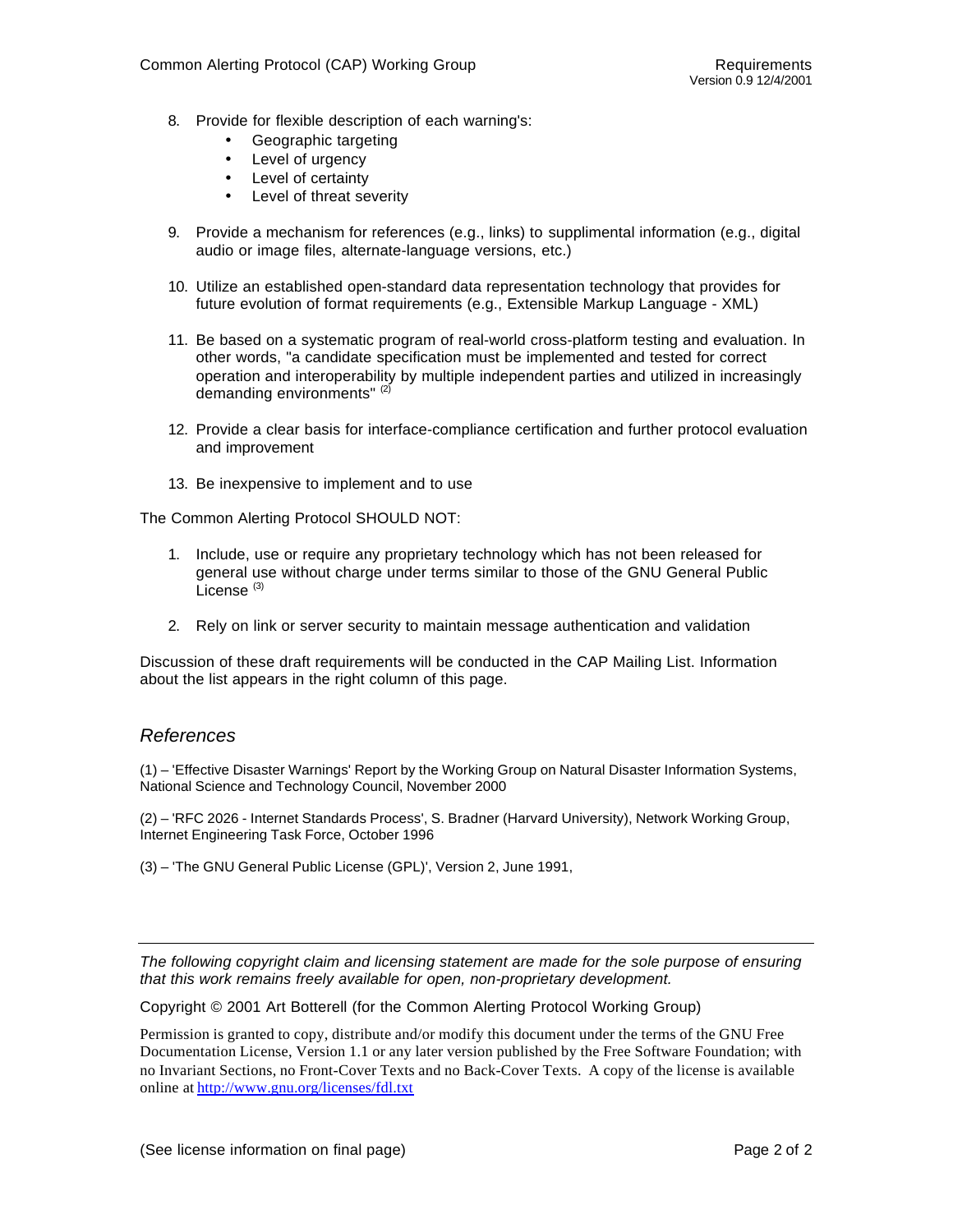8. Provide for flexible description of each warning's:
   - Geographic targeting
   - Level of urgency
   - Level of certainty
   - Level of threat severity

9. Provide a mechanism for references (e.g., links) to supplimental information (e.g., digital audio or image files, alternate-language versions, etc.)

10. Utilize an established open-standard data representation technology that provides for future evolution of format requirements (e.g., Extensible Markup Language - XML)

11. Be based on a systematic program of real-world cross-platform testing and evaluation. In other words, "a candidate specification must be implemented and tested for correct operation and interoperability by multiple independent parties and utilized in increasingly demanding environments" [(2)]

12. Provide a clear basis for interface-compliance certification and further protocol evaluation and improvement

13. Be inexpensive to implement and to use

The Common Alerting Protocol SHOULD NOT:

1. Include, use or require any proprietary technology which has not been released for general use without charge under terms similar to those of the GNU General Public License [(3)]

2. Rely on link or server security to maintain message authentication and validation

Discussion of these draft requirements will be conducted in the CAP Mailing List. Information about the list appears in the right column of this page.

## *References*

(1) – 'Effective Disaster Warnings' Report by the Working Group on Natural Disaster Information Systems, National Science and Technology Council, November 2000

(2) – 'RFC 2026 - Internet Standards Process', S. Bradner (Harvard University), Network Working Group, Internet Engineering Task Force, October 1996

(3) – 'The GNU General Public License (GPL)', Version 2, June 1991,

---

*The following copyright claim and licensing statement are made for the sole purpose of ensuring that this work remains freely available for open, non-proprietary development.*

Copyright © 2001 Art Botterell (for the Common Alerting Protocol Working Group)

Permission is granted to copy, distribute and/or modify this document under the terms of the GNU Free Documentation License, Version 1.1 or any later version published by the Free Software Foundation; with no Invariant Sections, no Front-Cover Texts and no Back-Cover Texts. A copy of the license is available online at http://www.gnu.org/licenses/fdl.txt

(See license information on final page)